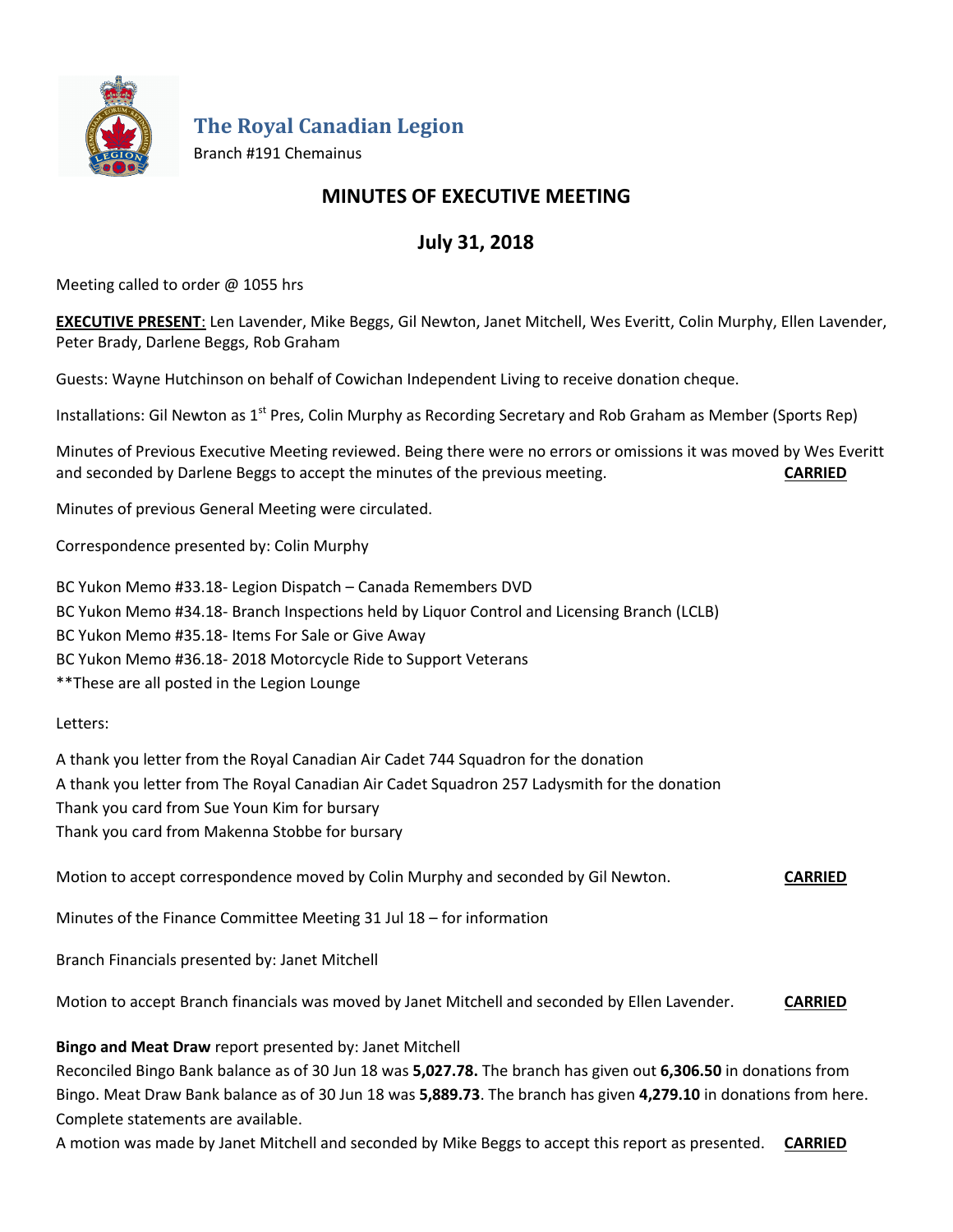# The Royal Canadian Legion

Branch #191 Chemainus

## MINUTES OF EXECUTIVE MEETING

## July 31, 2018

Meeting called to order @ 1055 hrs

**EXECUTIVE PRESENT**: Len Lavender, Mike Beggs, Gil Newton, Janet Mitchell, Wes Everitt, Colin Murphy, Ellen Lavender, Peter Brady, Darlene Beggs, Rob Graham

Guests: Wayne Hutchinson on behalf of Cowichan Independent Living to receive donation cheque.

Installations: Gil Newton as 1st Pres, Colin Murphy as Recording Secretary and Rob Graham as Member (Sports Rep)

Minutes of Previous Executive Meeting reviewed. Being there were no errors or omissions it was moved by Wes Everitt and seconded by Darlene Beggs to accept the minutes of the previous meeting. **CARRIED**

Minutes of previous General Meeting were circulated.

Correspondence presented by: Colin Murphy

BC Yukon Memo #33.18- Legion Dispatch – Canada Remembers DVD
BC Yukon Memo #34.18- Branch Inspections held by Liquor Control and Licensing Branch (LCLB)
BC Yukon Memo #35.18- Items For Sale or Give Away
BC Yukon Memo #36.18- 2018 Motorcycle Ride to Support Veterans
**These are all posted in the Legion Lounge

Letters:

A thank you letter from the Royal Canadian Air Cadet 744 Squadron for the donation
A thank you letter from The Royal Canadian Air Cadet Squadron 257 Ladysmith for the donation
Thank you card from Sue Youn Kim for bursary
Thank you card from Makenna Stobbe for bursary

Motion to accept correspondence moved by Colin Murphy and seconded by Gil Newton. **CARRIED**

Minutes of the Finance Committee Meeting 31 Jul 18 – for information

Branch Financials presented by: Janet Mitchell

Motion to accept Branch financials was moved by Janet Mitchell and seconded by Ellen Lavender. **CARRIED**

**Bingo and Meat Draw** report presented by: Janet Mitchell
Reconciled Bingo Bank balance as of 30 Jun 18 was **5,027.78.** The branch has given out **6,306.50** in donations from Bingo. Meat Draw Bank balance as of 30 Jun 18 was **5,889.73**. The branch has given **4,279.10** in donations from here. Complete statements are available.
A motion was made by Janet Mitchell and seconded by Mike Beggs to accept this report as presented. **CARRIED**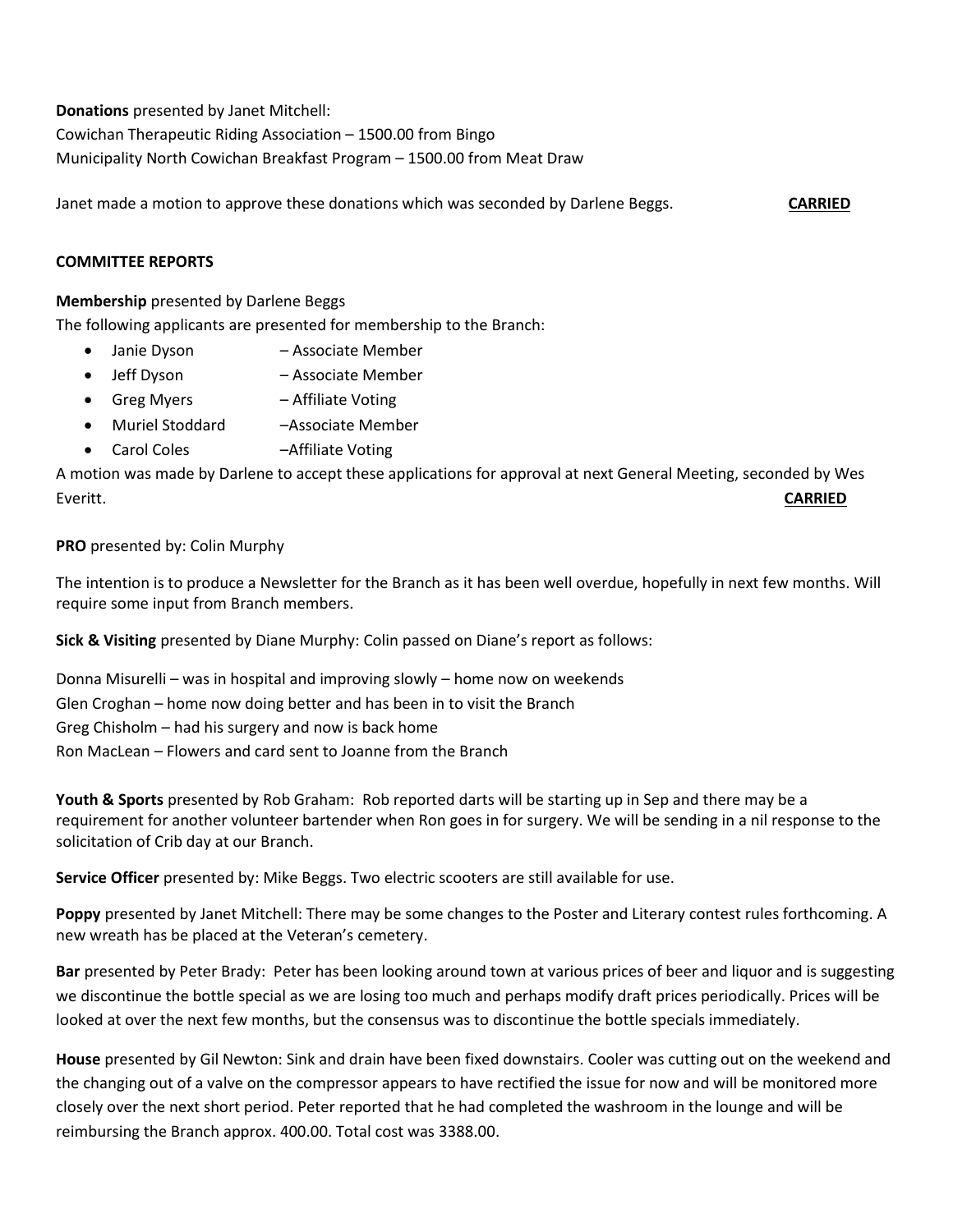**Donations** presented by Janet Mitchell:
Cowichan Therapeutic Riding Association – 1500.00 from Bingo
Municipality North Cowichan Breakfast Program – 1500.00 from Meat Draw

Janet made a motion to approve these donations which was seconded by Darlene Beggs. **CARRIED**

**COMMITTEE REPORTS**

**Membership** presented by Darlene Beggs
The following applicants are presented for membership to the Branch:

- Janie Dyson – Associate Member
- Jeff Dyson – Associate Member
- Greg Myers – Affiliate Voting
- Muriel Stoddard –Associate Member
- Carol Coles –Affiliate Voting

A motion was made by Darlene to accept these applications for approval at next General Meeting, seconded by Wes Everitt. **CARRIED**

**PRO** presented by: Colin Murphy

The intention is to produce a Newsletter for the Branch as it has been well overdue, hopefully in next few months. Will require some input from Branch members.

**Sick & Visiting** presented by Diane Murphy: Colin passed on Diane's report as follows:

Donna Misurelli – was in hospital and improving slowly – home now on weekends
Glen Croghan – home now doing better and has been in to visit the Branch
Greg Chisholm – had his surgery and now is back home
Ron MacLean – Flowers and card sent to Joanne from the Branch

**Youth & Sports** presented by Rob Graham: Rob reported darts will be starting up in Sep and there may be a requirement for another volunteer bartender when Ron goes in for surgery. We will be sending in a nil response to the solicitation of Crib day at our Branch.

**Service Officer** presented by: Mike Beggs. Two electric scooters are still available for use.

**Poppy** presented by Janet Mitchell: There may be some changes to the Poster and Literary contest rules forthcoming. A new wreath has be placed at the Veteran's cemetery.

**Bar** presented by Peter Brady: Peter has been looking around town at various prices of beer and liquor and is suggesting we discontinue the bottle special as we are losing too much and perhaps modify draft prices periodically. Prices will be looked at over the next few months, but the consensus was to discontinue the bottle specials immediately.

**House** presented by Gil Newton: Sink and drain have been fixed downstairs. Cooler was cutting out on the weekend and the changing out of a valve on the compressor appears to have rectified the issue for now and will be monitored more closely over the next short period. Peter reported that he had completed the washroom in the lounge and will be reimbursing the Branch approx. 400.00. Total cost was 3388.00.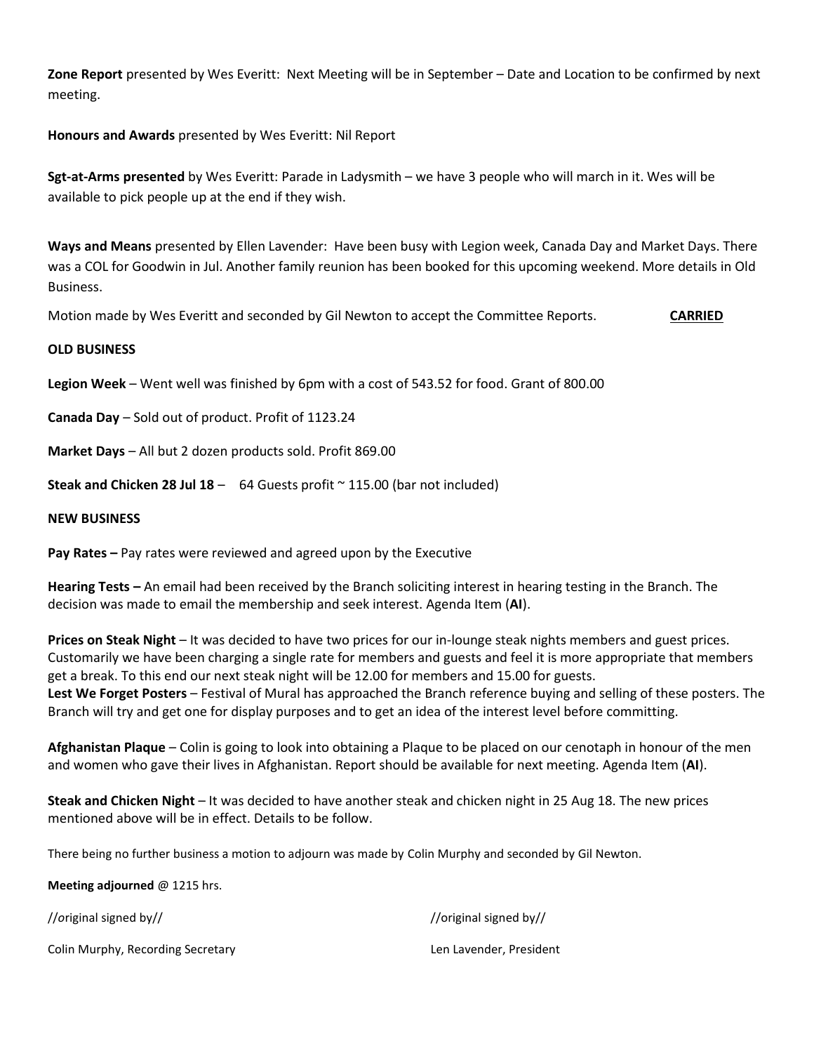**Zone Report** presented by Wes Everitt: Next Meeting will be in September – Date and Location to be confirmed by next meeting.

**Honours and Awards** presented by Wes Everitt: Nil Report

**Sgt-at-Arms presented** by Wes Everitt: Parade in Ladysmith – we have 3 people who will march in it. Wes will be available to pick people up at the end if they wish.

**Ways and Means** presented by Ellen Lavender: Have been busy with Legion week, Canada Day and Market Days. There was a COL for Goodwin in Jul. Another family reunion has been booked for this upcoming weekend. More details in Old Business.

Motion made by Wes Everitt and seconded by Gil Newton to accept the Committee Reports. **CARRIED**

**OLD BUSINESS**

**Legion Week** – Went well was finished by 6pm with a cost of 543.52 for food. Grant of 800.00

**Canada Day** – Sold out of product. Profit of 1123.24

**Market Days** – All but 2 dozen products sold. Profit 869.00

**Steak and Chicken 28 Jul 18** – 64 Guests profit ~ 115.00 (bar not included)

**NEW BUSINESS**

**Pay Rates –** Pay rates were reviewed and agreed upon by the Executive

**Hearing Tests –** An email had been received by the Branch soliciting interest in hearing testing in the Branch. The decision was made to email the membership and seek interest. Agenda Item (**AI**).

**Prices on Steak Night** – It was decided to have two prices for our in-lounge steak nights members and guest prices. Customarily we have been charging a single rate for members and guests and feel it is more appropriate that members get a break. To this end our next steak night will be 12.00 for members and 15.00 for guests.
**Lest We Forget Posters** – Festival of Mural has approached the Branch reference buying and selling of these posters. The Branch will try and get one for display purposes and to get an idea of the interest level before committing.

**Afghanistan Plaque** – Colin is going to look into obtaining a Plaque to be placed on our cenotaph in honour of the men and women who gave their lives in Afghanistan. Report should be available for next meeting. Agenda Item (**AI**).

**Steak and Chicken Night** – It was decided to have another steak and chicken night in 25 Aug 18. The new prices mentioned above will be in effect. Details to be follow.

There being no further business a motion to adjourn was made by Colin Murphy and seconded by Gil Newton.

**Meeting adjourned** @ 1215 hrs.

//original signed by// //original signed by//

Colin Murphy, Recording Secretary Len Lavender, President